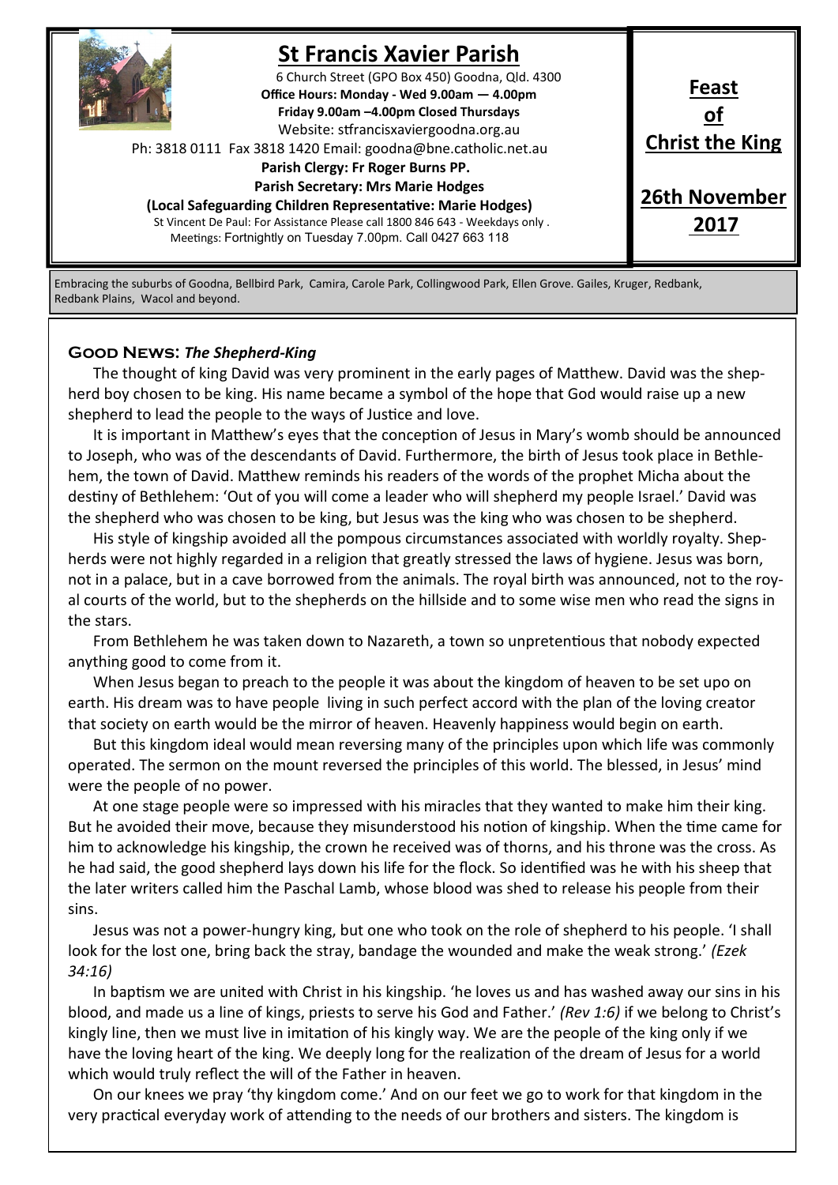# St Francis Xavier Parish

6 Church Street (GPO Box 450) Goodna, Qld. 4300
**Office Hours: Monday - Wed 9.00am — 4.00pm**
**Friday 9.00am –4.00pm Closed Thursdays**
Website: stfrancisxaviergoodna.org.au
Ph: 3818 0111 Fax 3818 1420 Email: goodna@bne.catholic.net.au
**Parish Clergy: Fr Roger Burns PP.**
**Parish Secretary: Mrs Marie Hodges**
**(Local Safeguarding Children Representative: Marie Hodges)**
St Vincent De Paul: For Assistance Please call 1800 846 643 - Weekdays only .
Meetings: Fortnightly on Tuesday 7.00pm. Call 0427 663 118

**Feast of Christ the King**

**26th November 2017**

Embracing the suburbs of Goodna, Bellbird Park, Camira, Carole Park, Collingwood Park, Ellen Grove. Gailes, Kruger, Redbank, Redbank Plains, Wacol and beyond.

## Good News: *The Shepherd-King*

The thought of king David was very prominent in the early pages of Matthew. David was the shepherd boy chosen to be king. His name became a symbol of the hope that God would raise up a new shepherd to lead the people to the ways of Justice and love.

It is important in Matthew's eyes that the conception of Jesus in Mary's womb should be announced to Joseph, who was of the descendants of David. Furthermore, the birth of Jesus took place in Bethlehem, the town of David. Matthew reminds his readers of the words of the prophet Micha about the destiny of Bethlehem: 'Out of you will come a leader who will shepherd my people Israel.' David was the shepherd who was chosen to be king, but Jesus was the king who was chosen to be shepherd.

His style of kingship avoided all the pompous circumstances associated with worldly royalty. Shepherds were not highly regarded in a religion that greatly stressed the laws of hygiene. Jesus was born, not in a palace, but in a cave borrowed from the animals. The royal birth was announced, not to the royal courts of the world, but to the shepherds on the hillside and to some wise men who read the signs in the stars.

From Bethlehem he was taken down to Nazareth, a town so unpretentious that nobody expected anything good to come from it.

When Jesus began to preach to the people it was about the kingdom of heaven to be set upo on earth. His dream was to have people living in such perfect accord with the plan of the loving creator that society on earth would be the mirror of heaven. Heavenly happiness would begin on earth.

But this kingdom ideal would mean reversing many of the principles upon which life was commonly operated. The sermon on the mount reversed the principles of this world. The blessed, in Jesus' mind were the people of no power.

At one stage people were so impressed with his miracles that they wanted to make him their king. But he avoided their move, because they misunderstood his notion of kingship. When the time came for him to acknowledge his kingship, the crown he received was of thorns, and his throne was the cross. As he had said, the good shepherd lays down his life for the flock. So identified was he with his sheep that the later writers called him the Paschal Lamb, whose blood was shed to release his people from their sins.

Jesus was not a power-hungry king, but one who took on the role of shepherd to his people. 'I shall look for the lost one, bring back the stray, bandage the wounded and make the weak strong.' *(Ezek 34:16)*

In baptism we are united with Christ in his kingship. 'he loves us and has washed away our sins in his blood, and made us a line of kings, priests to serve his God and Father.' *(Rev 1:6)* if we belong to Christ's kingly line, then we must live in imitation of his kingly way. We are the people of the king only if we have the loving heart of the king. We deeply long for the realization of the dream of Jesus for a world which would truly reflect the will of the Father in heaven.

On our knees we pray 'thy kingdom come.' And on our feet we go to work for that kingdom in the very practical everyday work of attending to the needs of our brothers and sisters. The kingdom is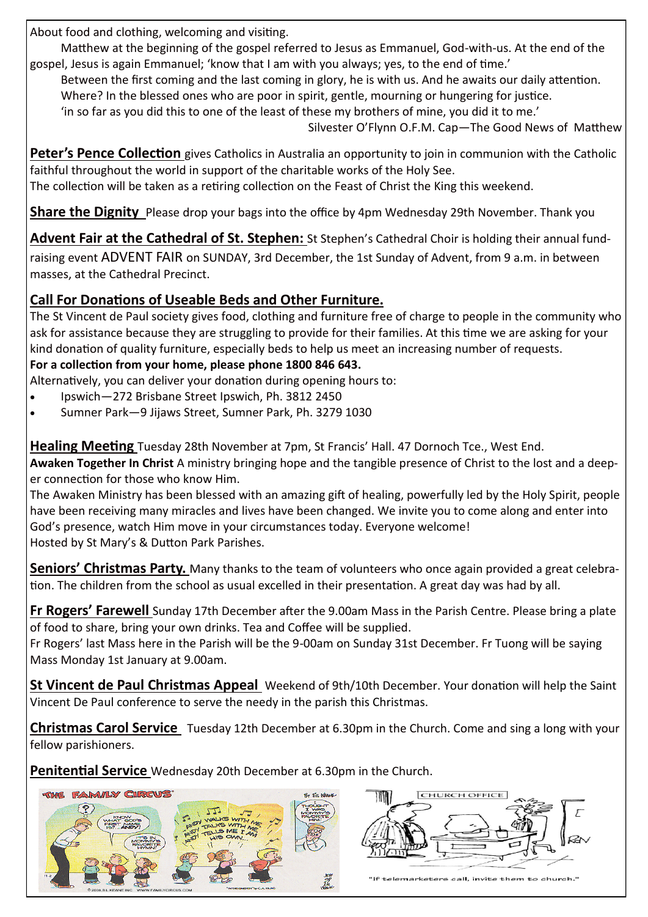About food and clothing, welcoming and visiting.

Matthew at the beginning of the gospel referred to Jesus as Emmanuel, God-with-us. At the end of the gospel, Jesus is again Emmanuel; 'know that I am with you always; yes, to the end of time.'

Between the first coming and the last coming in glory, he is with us. And he awaits our daily attention. Where? In the blessed ones who are poor in spirit, gentle, mourning or hungering for justice.

'in so far as you did this to one of the least of these my brothers of mine, you did it to me.'

Silvester O'Flynn O.F.M. Cap—The Good News of Matthew

**Peter's Pence Collection** gives Catholics in Australia an opportunity to join in communion with the Catholic faithful throughout the world in support of the charitable works of the Holy See.
The collection will be taken as a retiring collection on the Feast of Christ the King this weekend.

**Share the Dignity** Please drop your bags into the office by 4pm Wednesday 29th November. Thank you

**Advent Fair at the Cathedral of St. Stephen:** St Stephen's Cathedral Choir is holding their annual fund-raising event ADVENT FAIR on SUNDAY, 3rd December, the 1st Sunday of Advent, from 9 a.m. in between masses, at the Cathedral Precinct.

**Call For Donations of Useable Beds and Other Furniture.**

The St Vincent de Paul society gives food, clothing and furniture free of charge to people in the community who ask for assistance because they are struggling to provide for their families. At this time we are asking for your kind donation of quality furniture, especially beds to help us meet an increasing number of requests.

**For a collection from your home, please phone 1800 846 643.**

Alternatively, you can deliver your donation during opening hours to:

- Ipswich—272 Brisbane Street Ipswich, Ph. 3812 2450
- Sumner Park—9 Jijaws Street, Sumner Park, Ph. 3279 1030

**Healing Meeting** Tuesday 28th November at 7pm, St Francis' Hall. 47 Dornoch Tce., West End.

**Awaken Together In Christ** A ministry bringing hope and the tangible presence of Christ to the lost and a deeper connection for those who know Him.

The Awaken Ministry has been blessed with an amazing gift of healing, powerfully led by the Holy Spirit, people have been receiving many miracles and lives have been changed. We invite you to come along and enter into God's presence, watch Him move in your circumstances today. Everyone welcome!

Hosted by St Mary's & Dutton Park Parishes.

**Seniors' Christmas Party.** Many thanks to the team of volunteers who once again provided a great celebration. The children from the school as usual excelled in their presentation. A great day was had by all.

**Fr Rogers' Farewell** Sunday 17th December after the 9.00am Mass in the Parish Centre. Please bring a plate of food to share, bring your own drinks. Tea and Coffee will be supplied.

Fr Rogers' last Mass here in the Parish will be the 9-00am on Sunday 31st December. Fr Tuong will be saying Mass Monday 1st January at 9.00am.

**St Vincent de Paul Christmas Appeal** Weekend of 9th/10th December. Your donation will help the Saint Vincent De Paul conference to serve the needy in the parish this Christmas.

**Christmas Carol Service** Tuesday 12th December at 6.30pm in the Church. Come and sing a long with your fellow parishioners.

**Penitential Service** Wednesday 20th December at 6.30pm in the Church.

"If telemarketers call, invite them to church."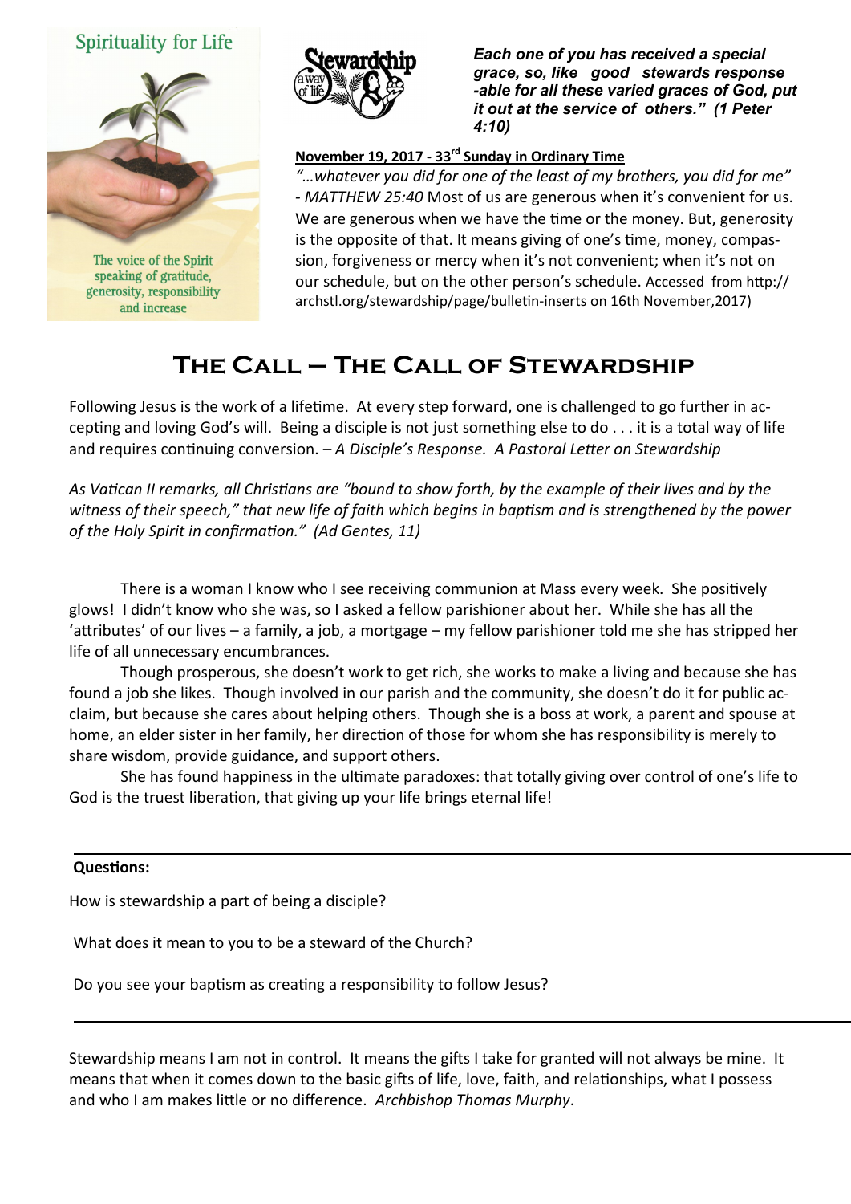Spirituality for Life

The voice of the Spirit speaking of gratitude, generosity, responsibility and increase

Stewardship a way of life

***Each one of you has received a special grace, so, like good stewards response -able for all these varied graces of God, put it out at the service of others." (1 Peter 4:10)***

**November 19, 2017 - 33rd Sunday in Ordinary Time**

*"…whatever you did for one of the least of my brothers, you did for me" - MATTHEW 25:40* Most of us are generous when it's convenient for us. We are generous when we have the time or the money. But, generosity is the opposite of that. It means giving of one's time, money, compassion, forgiveness or mercy when it's not convenient; when it's not on our schedule, but on the other person's schedule. Accessed from http://archstl.org/stewardship/page/bulletin-inserts on 16th November,2017)

# The Call – The Call of Stewardship

Following Jesus is the work of a lifetime. At every step forward, one is challenged to go further in accepting and loving God's will. Being a disciple is not just something else to do . . . it is a total way of life and requires continuing conversion. – *A Disciple's Response. A Pastoral Letter on Stewardship*

*As Vatican II remarks, all Christians are "bound to show forth, by the example of their lives and by the witness of their speech," that new life of faith which begins in baptism and is strengthened by the power of the Holy Spirit in confirmation." (Ad Gentes, 11)*

There is a woman I know who I see receiving communion at Mass every week. She positively glows! I didn't know who she was, so I asked a fellow parishioner about her. While she has all the 'attributes' of our lives – a family, a job, a mortgage – my fellow parishioner told me she has stripped her life of all unnecessary encumbrances.

Though prosperous, she doesn't work to get rich, she works to make a living and because she has found a job she likes. Though involved in our parish and the community, she doesn't do it for public acclaim, but because she cares about helping others. Though she is a boss at work, a parent and spouse at home, an elder sister in her family, her direction of those for whom she has responsibility is merely to share wisdom, provide guidance, and support others.

She has found happiness in the ultimate paradoxes: that totally giving over control of one's life to God is the truest liberation, that giving up your life brings eternal life!

---

**Questions:**

How is stewardship a part of being a disciple?

What does it mean to you to be a steward of the Church?

Do you see your baptism as creating a responsibility to follow Jesus?

---

Stewardship means I am not in control. It means the gifts I take for granted will not always be mine. It means that when it comes down to the basic gifts of life, love, faith, and relationships, what I possess and who I am makes little or no difference. *Archbishop Thomas Murphy*.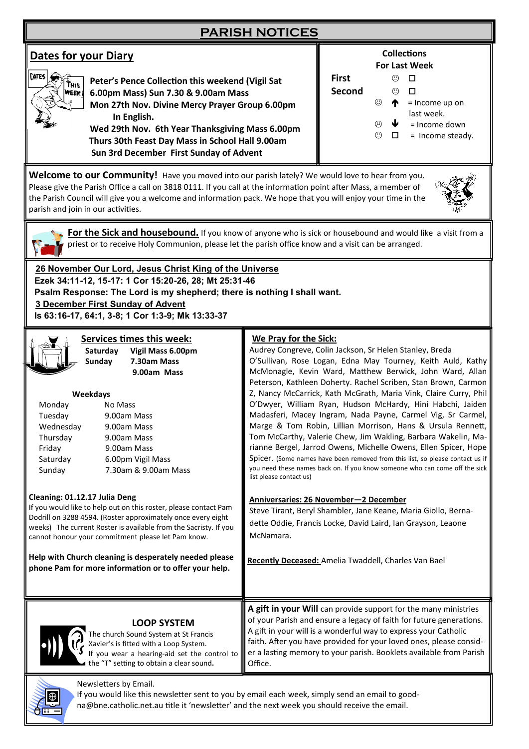# PARISH NOTICES

## Dates for your Diary

**Peter's Pence Collection this weekend (Vigil Sat 6.00pm Mass) Sun 7.30 & 9.00am Mass**
**Mon 27th Nov. Divine Mercy Prayer Group 6.00pm In English.**
**Wed 29th Nov. 6th Year Thanksgiving Mass 6.00pm**
**Thurs 30th Feast Day Mass in School Hall 9.00am**
**Sun 3rd December First Sunday of Advent**

**Collections For Last Week**

**First** 😐 ☐
**Second** 😐 ☐

☺ ↑ = Income up on last week.
☹ ↓ = Income down
😐 ☐ = Income steady.

**Welcome to our Community!** Have you moved into our parish lately? We would love to hear from you. Please give the Parish Office a call on 3818 0111. If you call at the information point after Mass, a member of the Parish Council will give you a welcome and information pack. We hope that you will enjoy your time in the parish and join in our activities.

**For the Sick and housebound.** If you know of anyone who is sick or housebound and would like a visit from a priest or to receive Holy Communion, please let the parish office know and a visit can be arranged.

**26 November Our Lord, Jesus Christ King of the Universe**
**Ezek 34:11-12, 15-17: 1 Cor 15:20-26, 28; Mt 25:31-46**
**Psalm Response: The Lord is my shepherd; there is nothing I shall want.**
**3 December First Sunday of Advent**
**Is 63:16-17, 64:1, 3-8; 1 Cor 1:3-9; Mk 13:33-37**

## Services times this week:

**Saturday** **Vigil Mass 6.00pm**
**Sunday** **7.30am Mass**
**9.00am Mass**

**Weekdays**

| | |
|---|---|
| Monday | No Mass |
| Tuesday | 9.00am Mass |
| Wednesday | 9.00am Mass |
| Thursday | 9.00am Mass |
| Friday | 9.00am Mass |
| Saturday | 6.00pm Vigil Mass |
| Sunday | 7.30am & 9.00am Mass |

**Cleaning: 01.12.17 Julia Deng**
If you would like to help out on this roster, please contact Pam Dodrill on 3288 4594. (Roster approximately once every eight weeks) The current Roster is available from the Sacristy. If you cannot honour your commitment please let Pam know.

**Help with Church cleaning is desperately needed please phone Pam for more information or to offer your help.**

## We Pray for the Sick:

Audrey Congreve, Colin Jackson, Sr Helen Stanley, Breda O'Sullivan, Rose Logan, Edna May Tourney, Keith Auld, Kathy McMonagle, Kevin Ward, Matthew Berwick, John Ward, Allan Peterson, Kathleen Doherty. Rachel Scriben, Stan Brown, Carmon Z, Nancy McCarrick, Kath McGrath, Maria Vink, Claire Curry, Phil O'Dwyer, William Ryan, Hudson McHardy, Hini Habchi, Jaiden Madasferi, Macey Ingram, Nada Payne, Carmel Vig, Sr Carmel, Marge & Tom Robin, Lillian Morrison, Hans & Ursula Rennett, Tom McCarthy, Valerie Chew, Jim Wakling, Barbara Wakelin, Marianne Bergel, Jarrod Owens, Michelle Owens, Ellen Spicer, Hope Spicer. (Some names have been removed from this list, so please contact us if you need these names back on. If you know someone who can come off the sick list please contact us)

**Anniversaries: 26 November—2 December**
Steve Tirant, Beryl Shambler, Jane Keane, Maria Giollo, Bernadette Oddie, Francis Locke, David Laird, Ian Grayson, Leaone McNamara.

**Recently Deceased:** Amelia Twaddell, Charles Van Bael

## LOOP SYSTEM

The church Sound System at St Francis Xavier's is fitted with a Loop System. If you wear a hearing-aid set the control to the "T" setting to obtain a clear sound.

**A gift in your Will** can provide support for the many ministries of your Parish and ensure a legacy of faith for future generations. A gift in your will is a wonderful way to express your Catholic faith. After you have provided for your loved ones, please consider a lasting memory to your parish. Booklets available from Parish Office.

Newsletters by Email.
If you would like this newsletter sent to you by email each week, simply send an email to goodna@bne.catholic.net.au title it 'newsletter' and the next week you should receive the email.